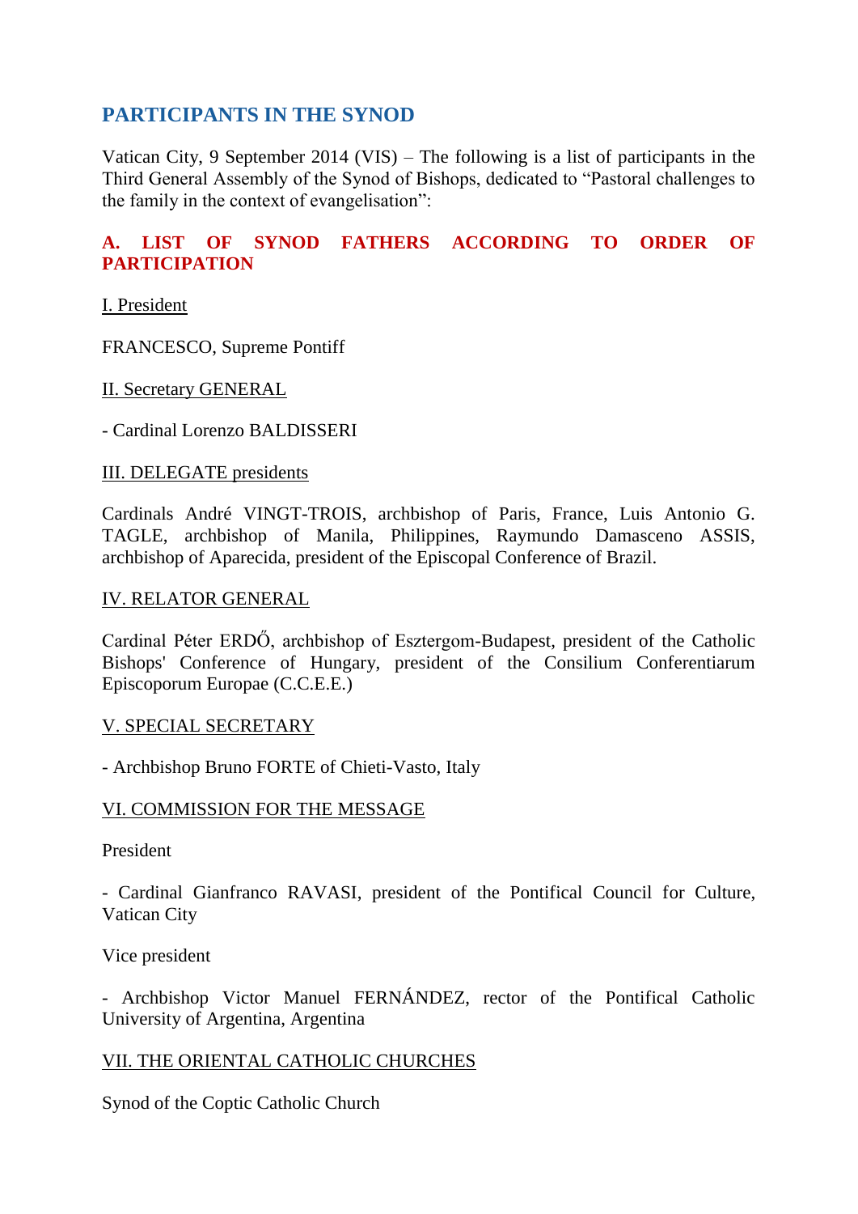# PARTICIPANTS IN THE SYNOD

Vatican City, 9 September 2014 (VIS) – The following is a list of participants in the Third General Assembly of the Synod of Bishops, dedicated to “Pastoral challenges to the family in the context of evangelisation”:

## A. LIST OF SYNOD FATHERS ACCORDING TO ORDER OF PARTICIPATION

I. President

FRANCESCO, Supreme Pontiff

II. Secretary GENERAL

- Cardinal Lorenzo BALDISSERI

III. DELEGATE presidents

Cardinals André VINGT-TROIS, archbishop of Paris, France, Luis Antonio G. TAGLE, archbishop of Manila, Philippines, Raymundo Damasceno ASSIS, archbishop of Aparecida, president of the Episcopal Conference of Brazil.

IV. RELATOR GENERAL

Cardinal Péter ERDŐ, archbishop of Esztergom-Budapest, president of the Catholic Bishops' Conference of Hungary, president of the Consilium Conferentiarum Episcoporum Europae (C.C.E.E.)

V. SPECIAL SECRETARY

- Archbishop Bruno FORTE of Chieti-Vasto, Italy

VI. COMMISSION FOR THE MESSAGE

President

- Cardinal Gianfranco RAVASI, president of the Pontifical Council for Culture, Vatican City

Vice president

- Archbishop Victor Manuel FERNÁNDEZ, rector of the Pontifical Catholic University of Argentina, Argentina

VII. THE ORIENTAL CATHOLIC CHURCHES

Synod of the Coptic Catholic Church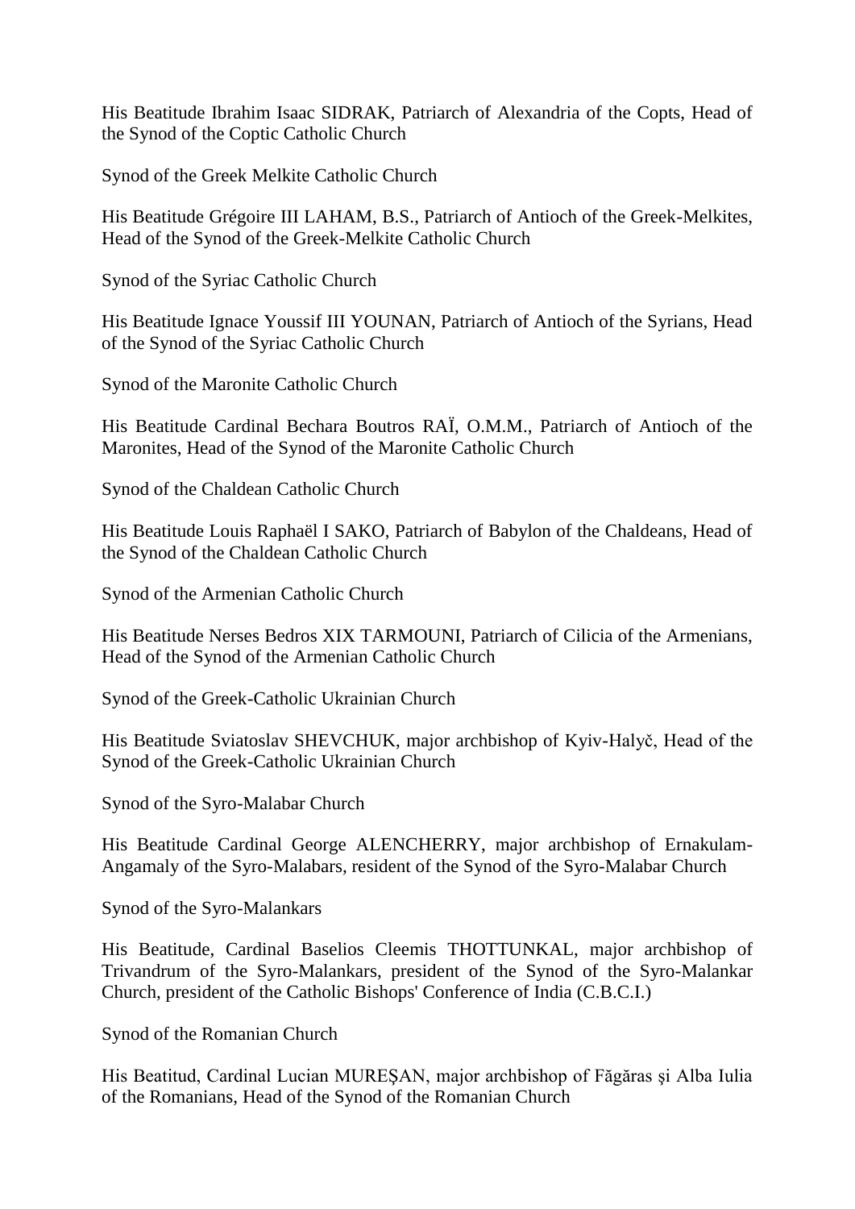His Beatitude Ibrahim Isaac SIDRAK, Patriarch of Alexandria of the Copts, Head of the Synod of the Coptic Catholic Church

Synod of the Greek Melkite Catholic Church

His Beatitude Grégoire III LAHAM, B.S., Patriarch of Antioch of the Greek-Melkites, Head of the Synod of the Greek-Melkite Catholic Church

Synod of the Syriac Catholic Church

His Beatitude Ignace Youssif III YOUNAN, Patriarch of Antioch of the Syrians, Head of the Synod of the Syriac Catholic Church

Synod of the Maronite Catholic Church

His Beatitude Cardinal Bechara Boutros RAÏ, O.M.M., Patriarch of Antioch of the Maronites, Head of the Synod of the Maronite Catholic Church

Synod of the Chaldean Catholic Church

His Beatitude Louis Raphaël I SAKO, Patriarch of Babylon of the Chaldeans, Head of the Synod of the Chaldean Catholic Church

Synod of the Armenian Catholic Church

His Beatitude Nerses Bedros XIX TARMOUNI, Patriarch of Cilicia of the Armenians, Head of the Synod of the Armenian Catholic Church

Synod of the Greek-Catholic Ukrainian Church

His Beatitude Sviatoslav SHEVCHUK, major archbishop of Kyiv-Halyč, Head of the Synod of the Greek-Catholic Ukrainian Church

Synod of the Syro-Malabar Church

His Beatitude Cardinal George ALENCHERRY, major archbishop of Ernakulam-Angamaly of the Syro-Malabars, resident of the Synod of the Syro-Malabar Church

Synod of the Syro-Malankars

His Beatitude, Cardinal Baselios Cleemis THOTTUNKAL, major archbishop of Trivandrum of the Syro-Malankars, president of the Synod of the Syro-Malankar Church, president of the Catholic Bishops' Conference of India (C.B.C.I.)

Synod of the Romanian Church

His Beatitud, Cardinal Lucian MUREȘAN, major archbishop of Făgăras şi Alba Iulia of the Romanians, Head of the Synod of the Romanian Church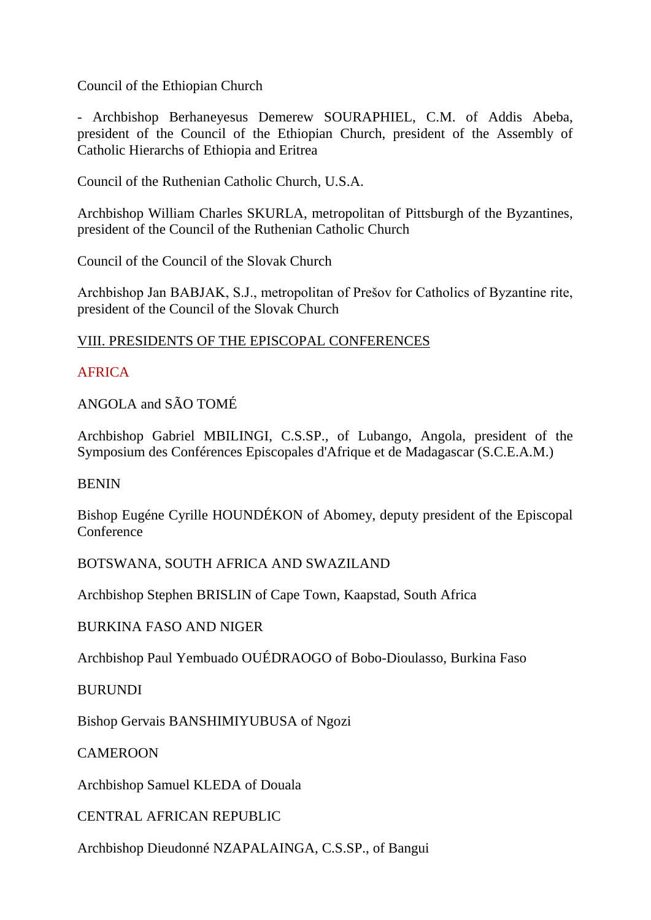Council of the Ethiopian Church

- Archbishop Berhaneyesus Demerew SOURAPHIEL, C.M. of Addis Abeba, president of the Council of the Ethiopian Church, president of the Assembly of Catholic Hierarchs of Ethiopia and Eritrea

Council of the Ruthenian Catholic Church, U.S.A.

Archbishop William Charles SKURLA, metropolitan of Pittsburgh of the Byzantines, president of the Council of the Ruthenian Catholic Church

Council of the Council of the Slovak Church

Archbishop Jan BABJAK, S.J., metropolitan of Prešov for Catholics of Byzantine rite, president of the Council of the Slovak Church

## VIII. PRESIDENTS OF THE EPISCOPAL CONFERENCES

### AFRICA

ANGOLA and SÃO TOMÉ

Archbishop Gabriel MBILINGI, C.S.SP., of Lubango, Angola, president of the Symposium des Conférences Episcopales d'Afrique et de Madagascar (S.C.E.A.M.)

BENIN

Bishop Eugéne Cyrille HOUNDÉKON of Abomey, deputy president of the Episcopal Conference

BOTSWANA, SOUTH AFRICA AND SWAZILAND

Archbishop Stephen BRISLIN of Cape Town, Kaapstad, South Africa

BURKINA FASO AND NIGER

Archbishop Paul Yembuado OUÉDRAOGO of Bobo-Dioulasso, Burkina Faso

BURUNDI

Bishop Gervais BANSHIMIYUBUSA of Ngozi

CAMEROON

Archbishop Samuel KLEDA of Douala

CENTRAL AFRICAN REPUBLIC

Archbishop Dieudonné NZAPALAINGA, C.S.SP., of Bangui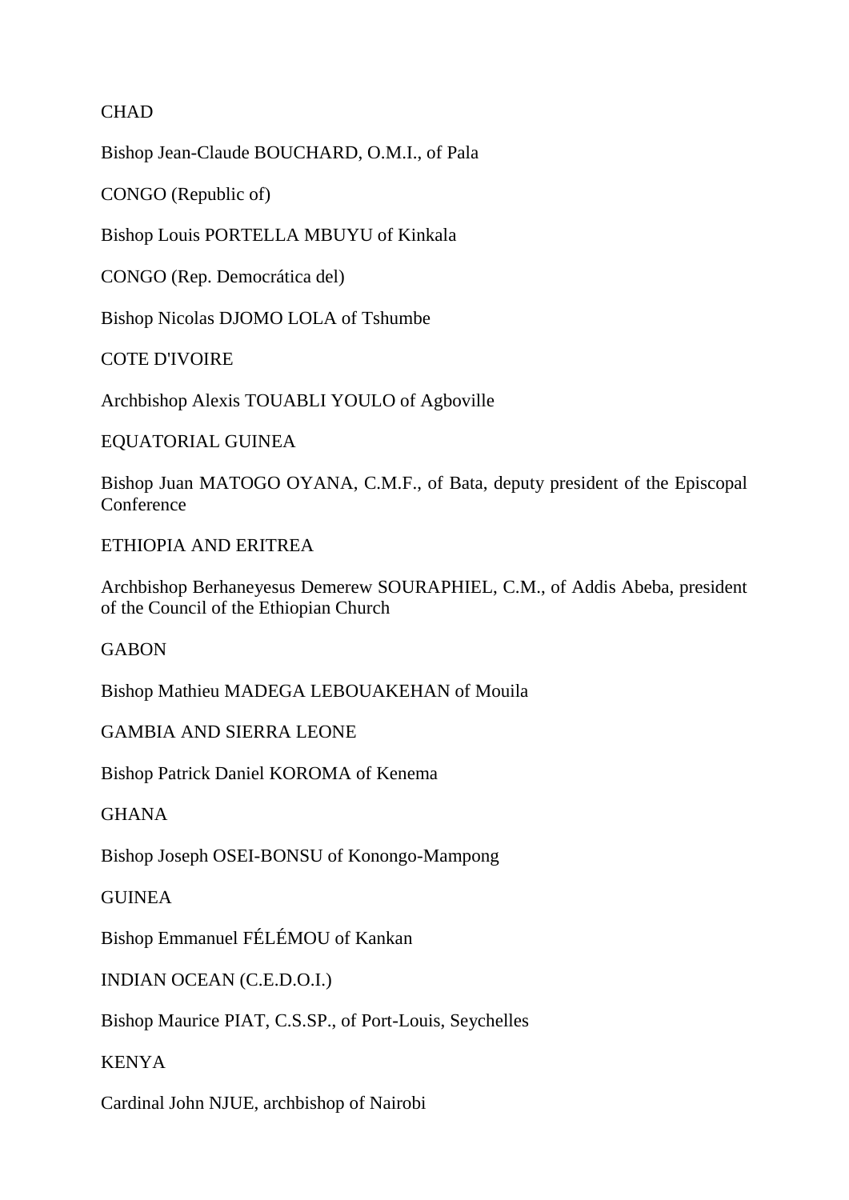CHAD

Bishop Jean-Claude BOUCHARD, O.M.I., of Pala

CONGO (Republic of)

Bishop Louis PORTELLA MBUYU of Kinkala

CONGO (Rep. Democrática del)

Bishop Nicolas DJOMO LOLA of Tshumbe

COTE D'IVOIRE

Archbishop Alexis TOUABLI YOULO of Agboville

EQUATORIAL GUINEA

Bishop Juan MATOGO OYANA, C.M.F., of Bata, deputy president of the Episcopal Conference

ETHIOPIA AND ERITREA

Archbishop Berhaneyesus Demerew SOURAPHIEL, C.M., of Addis Abeba, president of the Council of the Ethiopian Church

GABON

Bishop Mathieu MADEGA LEBOUAKEHAN of Mouila

GAMBIA AND SIERRA LEONE

Bishop Patrick Daniel KOROMA of Kenema

GHANA

Bishop Joseph OSEI-BONSU of Konongo-Mampong

GUINEA

Bishop Emmanuel FÉLÉMOU of Kankan

INDIAN OCEAN (C.E.D.O.I.)

Bishop Maurice PIAT, C.S.SP., of Port-Louis, Seychelles

KENYA

Cardinal John NJUE, archbishop of Nairobi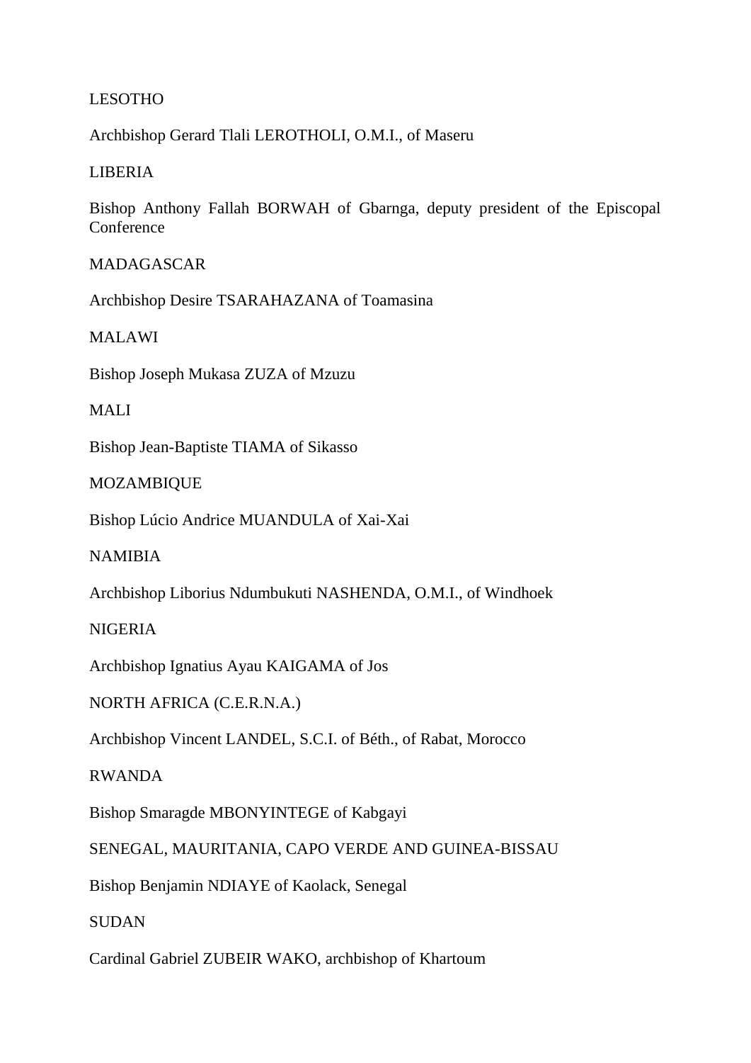LESOTHO

Archbishop Gerard Tlali LEROTHOLI, O.M.I., of Maseru

LIBERIA

Bishop Anthony Fallah BORWAH of Gbarnga, deputy president of the Episcopal Conference

MADAGASCAR

Archbishop Desire TSARAHAZANA of Toamasina

MALAWI

Bishop Joseph Mukasa ZUZA of Mzuzu

MALI

Bishop Jean-Baptiste TIAMA of Sikasso

MOZAMBIQUE

Bishop Lúcio Andrice MUANDULA of Xai-Xai

NAMIBIA

Archbishop Liborius Ndumbukuti NASHENDA, O.M.I., of Windhoek

NIGERIA

Archbishop Ignatius Ayau KAIGAMA of Jos

NORTH AFRICA (C.E.R.N.A.)

Archbishop Vincent LANDEL, S.C.I. of Béth., of Rabat, Morocco

RWANDA

Bishop Smaragde MBONYINTEGE of Kabgayi

SENEGAL, MAURITANIA, CAPO VERDE AND GUINEA-BISSAU

Bishop Benjamin NDIAYE of Kaolack, Senegal

SUDAN

Cardinal Gabriel ZUBEIR WAKO, archbishop of Khartoum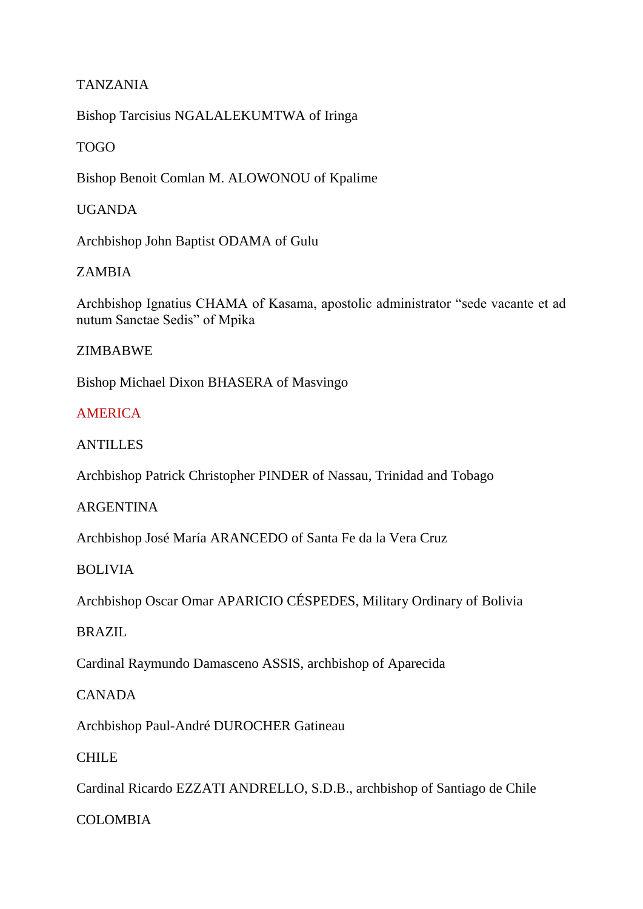TANZANIA

Bishop Tarcisius NGALALEKUMTWA of Iringa

TOGO

Bishop Benoit Comlan M. ALOWONOU of Kpalime

UGANDA

Archbishop John Baptist ODAMA of Gulu

ZAMBIA

Archbishop Ignatius CHAMA of Kasama, apostolic administrator “sede vacante et ad nutum Sanctae Sedis” of Mpika

ZIMBABWE

Bishop Michael Dixon BHASERA of Masvingo

## AMERICA

ANTILLES

Archbishop Patrick Christopher PINDER of Nassau, Trinidad and Tobago

ARGENTINA

Archbishop José María ARANCEDO of Santa Fe da la Vera Cruz

BOLIVIA

Archbishop Oscar Omar APARICIO CÉSPEDES, Military Ordinary of Bolivia

BRAZIL

Cardinal Raymundo Damasceno ASSIS, archbishop of Aparecida

CANADA

Archbishop Paul-André DUROCHER Gatineau

CHILE

Cardinal Ricardo EZZATI ANDRELLO, S.D.B., archbishop of Santiago de Chile

COLOMBIA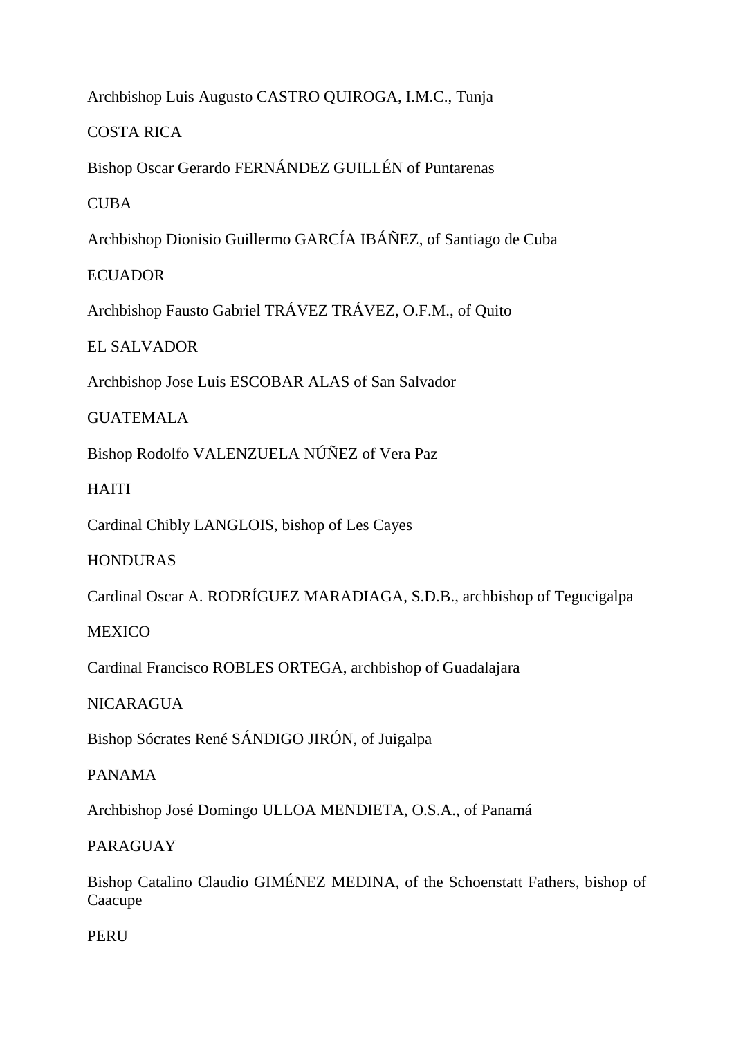Archbishop Luis Augusto CASTRO QUIROGA, I.M.C., Tunja

COSTA RICA

Bishop Oscar Gerardo FERNÁNDEZ GUILLÉN of Puntarenas

CUBA

Archbishop Dionisio Guillermo GARCÍA IBÁÑEZ, of Santiago de Cuba

ECUADOR

Archbishop Fausto Gabriel TRÁVEZ TRÁVEZ, O.F.M., of Quito

EL SALVADOR

Archbishop Jose Luis ESCOBAR ALAS of San Salvador

GUATEMALA

Bishop Rodolfo VALENZUELA NÚÑEZ of Vera Paz

HAITI

Cardinal Chibly LANGLOIS, bishop of Les Cayes

HONDURAS

Cardinal Oscar A. RODRÍGUEZ MARADIAGA, S.D.B., archbishop of Tegucigalpa

MEXICO

Cardinal Francisco ROBLES ORTEGA, archbishop of Guadalajara

NICARAGUA

Bishop Sócrates René SÁNDIGO JIRÓN, of Juigalpa

PANAMA

Archbishop José Domingo ULLOA MENDIETA, O.S.A., of Panamá

PARAGUAY

Bishop Catalino Claudio GIMÉNEZ MEDINA, of the Schoenstatt Fathers, bishop of Caacupe

PERU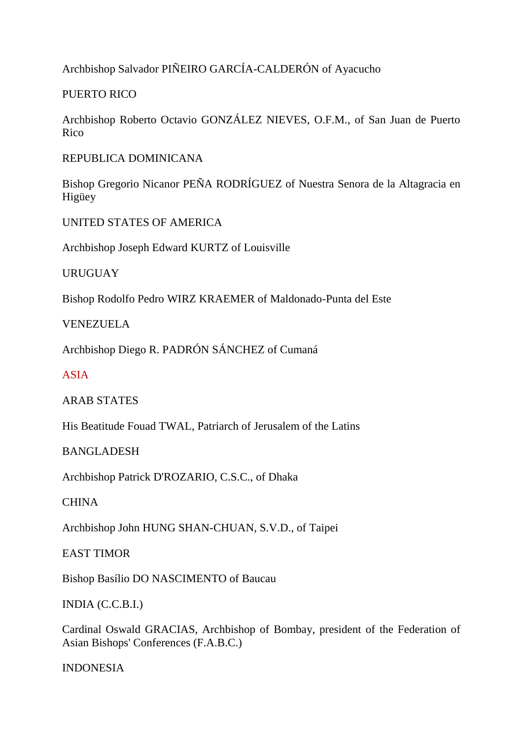Archbishop Salvador PIÑEIRO GARCÍA-CALDERÓN of Ayacucho

PUERTO RICO

Archbishop Roberto Octavio GONZÁLEZ NIEVES, O.F.M., of San Juan de Puerto Rico

REPUBLICA DOMINICANA

Bishop Gregorio Nicanor PEÑA RODRÍGUEZ of Nuestra Senora de la Altagracia en Higüey

UNITED STATES OF AMERICA

Archbishop Joseph Edward KURTZ of Louisville

URUGUAY

Bishop Rodolfo Pedro WIRZ KRAEMER of Maldonado-Punta del Este

VENEZUELA

Archbishop Diego R. PADRÓN SÁNCHEZ of Cumaná

## ASIA

ARAB STATES

His Beatitude Fouad TWAL, Patriarch of Jerusalem of the Latins

BANGLADESH

Archbishop Patrick D'ROZARIO, C.S.C., of Dhaka

CHINA

Archbishop John HUNG SHAN-CHUAN, S.V.D., of Taipei

EAST TIMOR

Bishop Basílio DO NASCIMENTO of Baucau

INDIA (C.C.B.I.)

Cardinal Oswald GRACIAS, Archbishop of Bombay, president of the Federation of Asian Bishops' Conferences (F.A.B.C.)

INDONESIA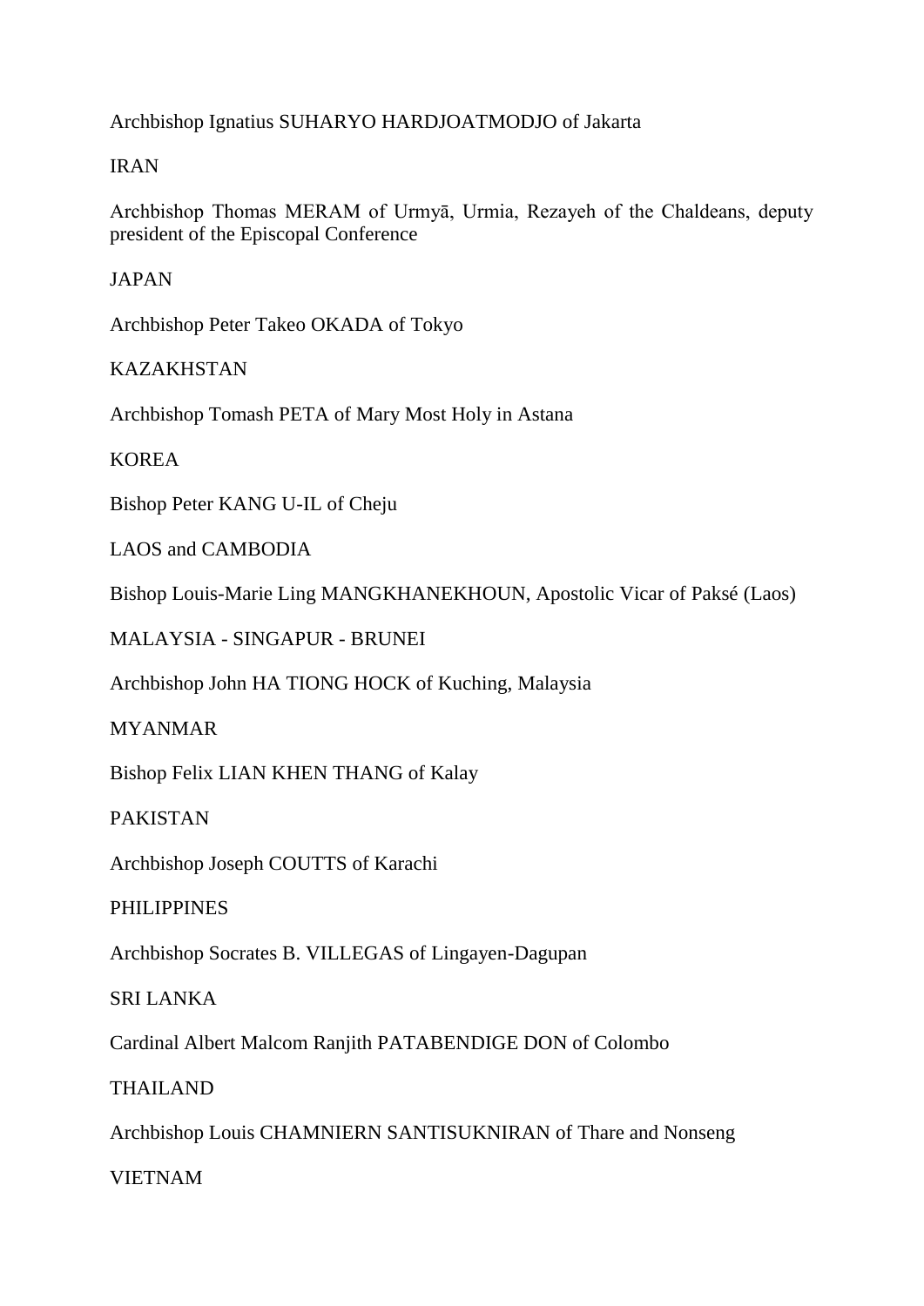Archbishop Ignatius SUHARYO HARDJOATMODJO of Jakarta

IRAN

Archbishop Thomas MERAM of Urmyā, Urmia, Rezayeh of the Chaldeans, deputy president of the Episcopal Conference

JAPAN

Archbishop Peter Takeo OKADA of Tokyo

KAZAKHSTAN

Archbishop Tomash PETA of Mary Most Holy in Astana

KOREA

Bishop Peter KANG U-IL of Cheju

LAOS and CAMBODIA

Bishop Louis-Marie Ling MANGKHANEKHOUN, Apostolic Vicar of Paksé (Laos)

MALAYSIA - SINGAPUR - BRUNEI

Archbishop John HA TIONG HOCK of Kuching, Malaysia

MYANMAR

Bishop Felix LIAN KHEN THANG of Kalay

PAKISTAN

Archbishop Joseph COUTTS of Karachi

PHILIPPINES

Archbishop Socrates B. VILLEGAS of Lingayen-Dagupan

SRI LANKA

Cardinal Albert Malcom Ranjith PATABENDIGE DON of Colombo

THAILAND

Archbishop Louis CHAMNIERN SANTISUKNIRAN of Thare and Nonseng

VIETNAM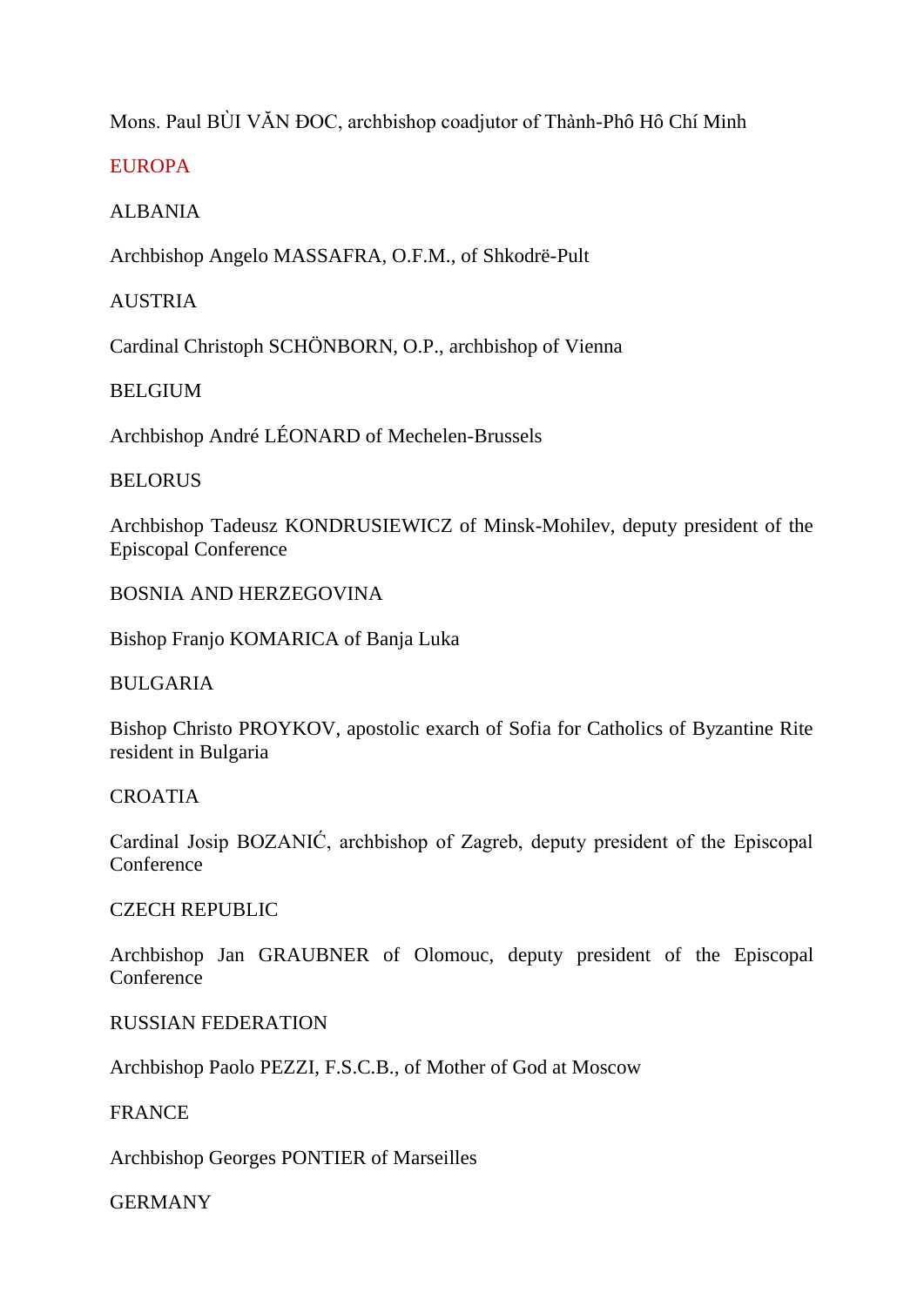Mons. Paul BÙI VĂN ĐOC, archbishop coadjutor of Thành-Phô Hô Chí Minh

EUROPA

ALBANIA

Archbishop Angelo MASSAFRA, O.F.M., of Shkodrë-Pult

AUSTRIA

Cardinal Christoph SCHÖNBORN, O.P., archbishop of Vienna

BELGIUM

Archbishop André LÉONARD of Mechelen-Brussels

BELORUS

Archbishop Tadeusz KONDRUSIEWICZ of Minsk-Mohilev, deputy president of the Episcopal Conference

BOSNIA AND HERZEGOVINA

Bishop Franjo KOMARICA of Banja Luka

BULGARIA

Bishop Christo PROYKOV, apostolic exarch of Sofia for Catholics of Byzantine Rite resident in Bulgaria

CROATIA

Cardinal Josip BOZANIĆ, archbishop of Zagreb, deputy president of the Episcopal Conference

CZECH REPUBLIC

Archbishop Jan GRAUBNER of Olomouc, deputy president of the Episcopal Conference

RUSSIAN FEDERATION

Archbishop Paolo PEZZI, F.S.C.B., of Mother of God at Moscow

FRANCE

Archbishop Georges PONTIER of Marseilles

GERMANY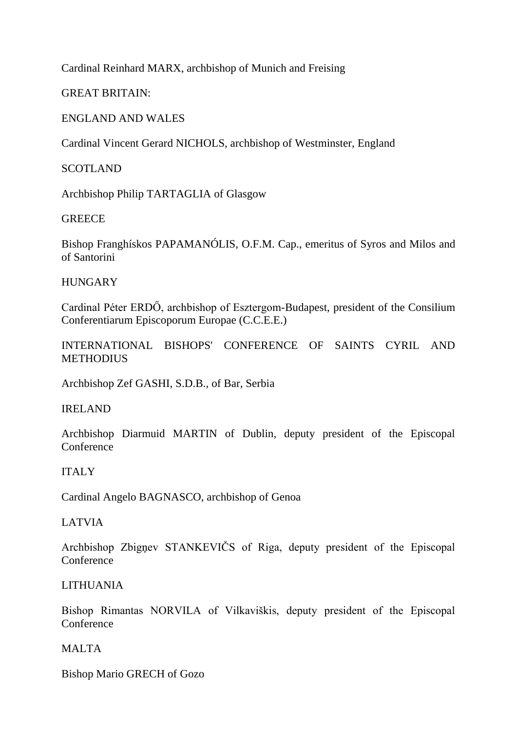Cardinal Reinhard MARX, archbishop of Munich and Freising

GREAT BRITAIN:

ENGLAND AND WALES

Cardinal Vincent Gerard NICHOLS, archbishop of Westminster, England

SCOTLAND

Archbishop Philip TARTAGLIA of Glasgow

GREECE

Bishop Franghískos PAPAMANÓLIS, O.F.M. Cap., emeritus of Syros and Milos and of Santorini

HUNGARY

Cardinal Péter ERDŐ, archbishop of Esztergom-Budapest, president of the Consilium Conferentiarum Episcoporum Europae (C.C.E.E.)

INTERNATIONAL BISHOPS' CONFERENCE OF SAINTS CYRIL AND METHODIUS

Archbishop Zef GASHI, S.D.B., of Bar, Serbia

IRELAND

Archbishop Diarmuid MARTIN of Dublin, deputy president of the Episcopal Conference

ITALY

Cardinal Angelo BAGNASCO, archbishop of Genoa

LATVIA

Archbishop Zbigņev STANKEVIČS of Riga, deputy president of the Episcopal Conference

LITHUANIA

Bishop Rimantas NORVILA of Vilkaviškis, deputy president of the Episcopal Conference

MALTA

Bishop Mario GRECH of Gozo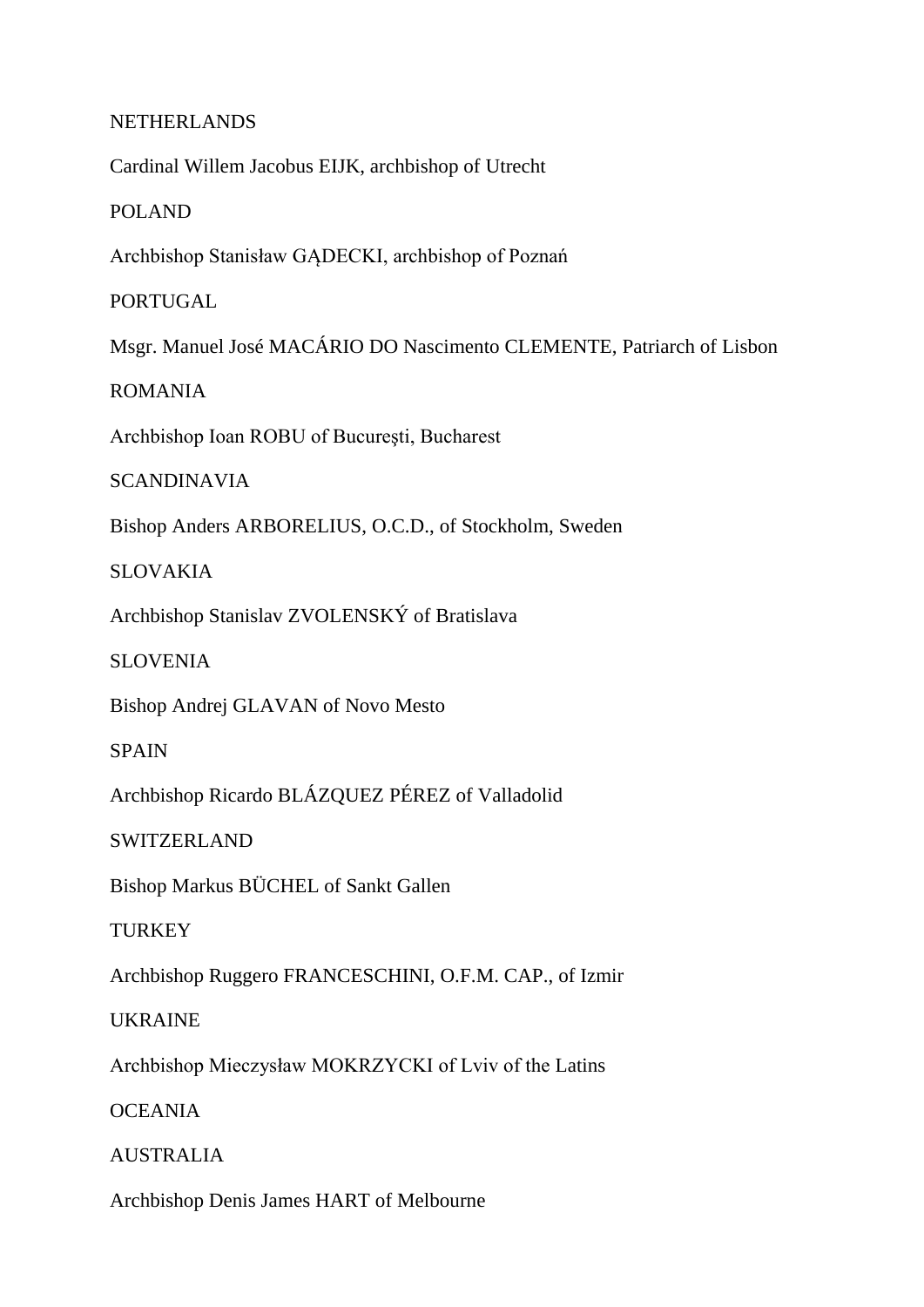NETHERLANDS

Cardinal Willem Jacobus EIJK, archbishop of Utrecht

POLAND

Archbishop Stanisław GĄDECKI, archbishop of Poznań

PORTUGAL

Msgr. Manuel José MACÁRIO DO Nascimento CLEMENTE, Patriarch of Lisbon

ROMANIA

Archbishop Ioan ROBU of Bucureşti, Bucharest

SCANDINAVIA

Bishop Anders ARBORELIUS, O.C.D., of Stockholm, Sweden

SLOVAKIA

Archbishop Stanislav ZVOLENSKÝ of Bratislava

SLOVENIA

Bishop Andrej GLAVAN of Novo Mesto

SPAIN

Archbishop Ricardo BLÁZQUEZ PÉREZ of Valladolid

SWITZERLAND

Bishop Markus BÜCHEL of Sankt Gallen

TURKEY

Archbishop Ruggero FRANCESCHINI, O.F.M. CAP., of Izmir

UKRAINE

Archbishop Mieczysław MOKRZYCKI of Lviv of the Latins

OCEANIA

AUSTRALIA

Archbishop Denis James HART of Melbourne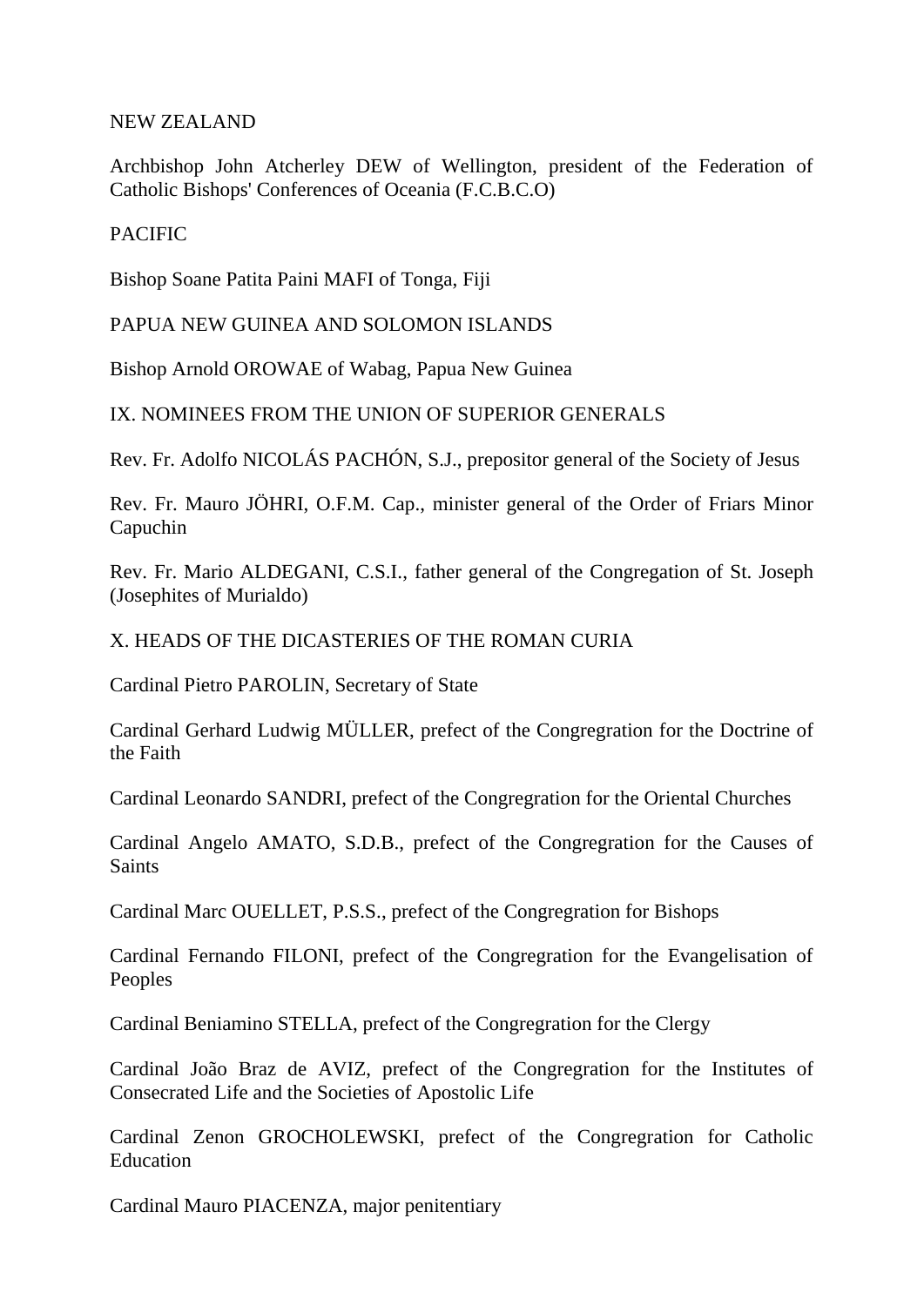NEW ZEALAND

Archbishop John Atcherley DEW of Wellington, president of the Federation of Catholic Bishops' Conferences of Oceania (F.C.B.C.O)

PACIFIC

Bishop Soane Patita Paini MAFI of Tonga, Fiji

PAPUA NEW GUINEA AND SOLOMON ISLANDS

Bishop Arnold OROWAE of Wabag, Papua New Guinea

IX. NOMINEES FROM THE UNION OF SUPERIOR GENERALS

Rev. Fr. Adolfo NICOLÁS PACHÓN, S.J., prepositor general of the Society of Jesus

Rev. Fr. Mauro JÖHRI, O.F.M. Cap., minister general of the Order of Friars Minor Capuchin

Rev. Fr. Mario ALDEGANI, C.S.I., father general of the Congregation of St. Joseph (Josephites of Murialdo)

X. HEADS OF THE DICASTERIES OF THE ROMAN CURIA

Cardinal Pietro PAROLIN, Secretary of State

Cardinal Gerhard Ludwig MÜLLER, prefect of the Congregration for the Doctrine of the Faith

Cardinal Leonardo SANDRI, prefect of the Congregration for the Oriental Churches

Cardinal Angelo AMATO, S.D.B., prefect of the Congregration for the Causes of Saints

Cardinal Marc OUELLET, P.S.S., prefect of the Congregration for Bishops

Cardinal Fernando FILONI, prefect of the Congregration for the Evangelisation of Peoples

Cardinal Beniamino STELLA, prefect of the Congregration for the Clergy

Cardinal João Braz de AVIZ, prefect of the Congregration for the Institutes of Consecrated Life and the Societies of Apostolic Life

Cardinal Zenon GROCHOLEWSKI, prefect of the Congregration for Catholic Education

Cardinal Mauro PIACENZA, major penitentiary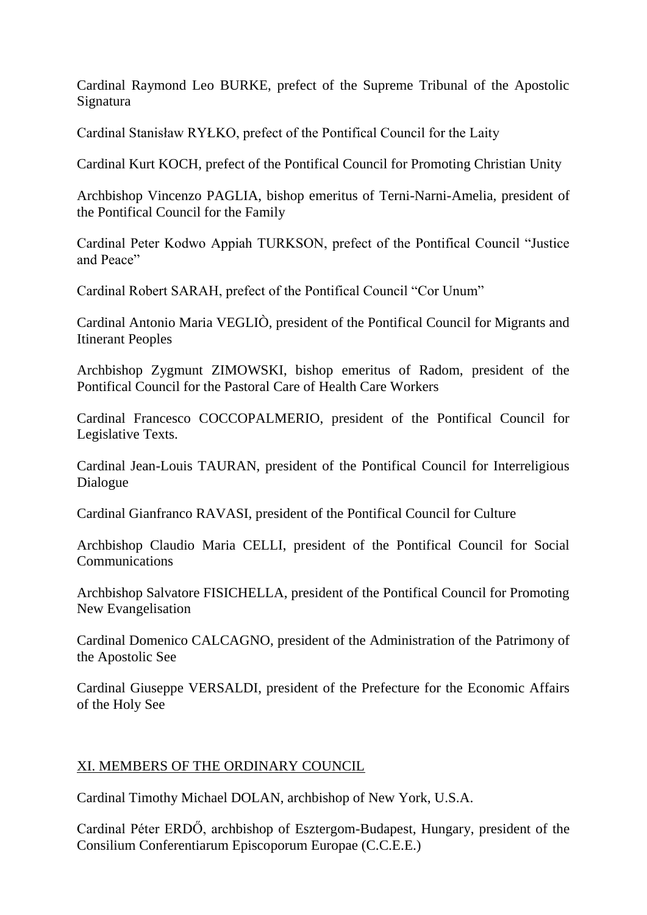Cardinal Raymond Leo BURKE, prefect of the Supreme Tribunal of the Apostolic Signatura

Cardinal Stanisław RYŁKO, prefect of the Pontifical Council for the Laity

Cardinal Kurt KOCH, prefect of the Pontifical Council for Promoting Christian Unity

Archbishop Vincenzo PAGLIA, bishop emeritus of Terni-Narni-Amelia, president of the Pontifical Council for the Family

Cardinal Peter Kodwo Appiah TURKSON, prefect of the Pontifical Council "Justice and Peace"

Cardinal Robert SARAH, prefect of the Pontifical Council "Cor Unum"

Cardinal Antonio Maria VEGLIÒ, president of the Pontifical Council for Migrants and Itinerant Peoples

Archbishop Zygmunt ZIMOWSKI, bishop emeritus of Radom, president of the Pontifical Council for the Pastoral Care of Health Care Workers

Cardinal Francesco COCCOPALMERIO, president of the Pontifical Council for Legislative Texts.

Cardinal Jean-Louis TAURAN, president of the Pontifical Council for Interreligious Dialogue

Cardinal Gianfranco RAVASI, president of the Pontifical Council for Culture

Archbishop Claudio Maria CELLI, president of the Pontifical Council for Social Communications

Archbishop Salvatore FISICHELLA, president of the Pontifical Council for Promoting New Evangelisation

Cardinal Domenico CALCAGNO, president of the Administration of the Patrimony of the Apostolic See

Cardinal Giuseppe VERSALDI, president of the Prefecture for the Economic Affairs of the Holy See

## XI. MEMBERS OF THE ORDINARY COUNCIL

Cardinal Timothy Michael DOLAN, archbishop of New York, U.S.A.

Cardinal Péter ERDŐ, archbishop of Esztergom-Budapest, Hungary, president of the Consilium Conferentiarum Episcoporum Europae (C.C.E.E.)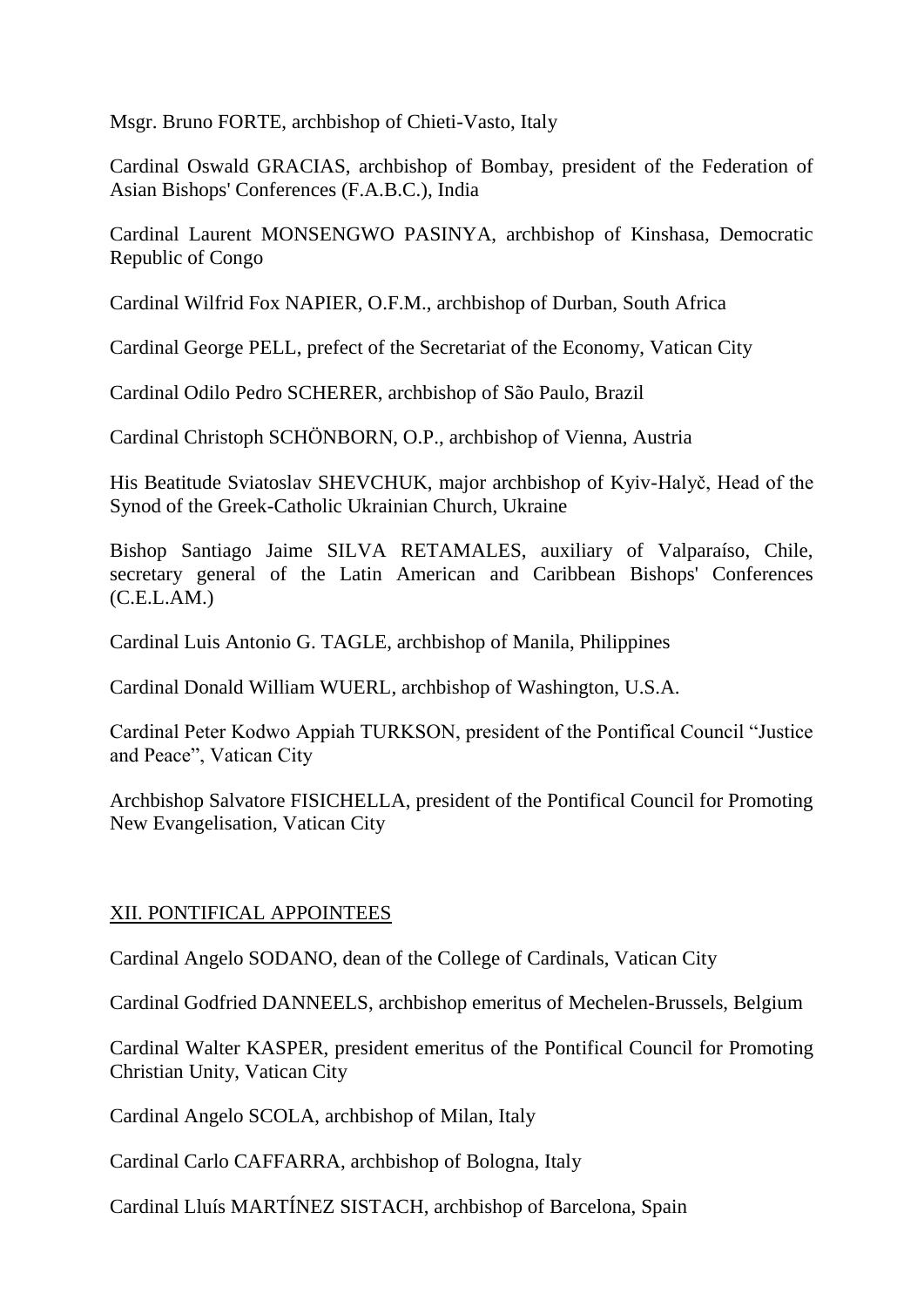Msgr. Bruno FORTE, archbishop of Chieti-Vasto, Italy

Cardinal Oswald GRACIAS, archbishop of Bombay, president of the Federation of Asian Bishops' Conferences (F.A.B.C.), India

Cardinal Laurent MONSENGWO PASINYA, archbishop of Kinshasa, Democratic Republic of Congo

Cardinal Wilfrid Fox NAPIER, O.F.M., archbishop of Durban, South Africa

Cardinal George PELL, prefect of the Secretariat of the Economy, Vatican City

Cardinal Odilo Pedro SCHERER, archbishop of São Paulo, Brazil

Cardinal Christoph SCHÖNBORN, O.P., archbishop of Vienna, Austria

His Beatitude Sviatoslav SHEVCHUK, major archbishop of Kyiv-Halyč, Head of the Synod of the Greek-Catholic Ukrainian Church, Ukraine

Bishop Santiago Jaime SILVA RETAMALES, auxiliary of Valparaíso, Chile, secretary general of the Latin American and Caribbean Bishops' Conferences (C.E.L.AM.)

Cardinal Luis Antonio G. TAGLE, archbishop of Manila, Philippines

Cardinal Donald William WUERL, archbishop of Washington, U.S.A.

Cardinal Peter Kodwo Appiah TURKSON, president of the Pontifical Council "Justice and Peace", Vatican City

Archbishop Salvatore FISICHELLA, president of the Pontifical Council for Promoting New Evangelisation, Vatican City

## XII. PONTIFICAL APPOINTEES

Cardinal Angelo SODANO, dean of the College of Cardinals, Vatican City

Cardinal Godfried DANNEELS, archbishop emeritus of Mechelen-Brussels, Belgium

Cardinal Walter KASPER, president emeritus of the Pontifical Council for Promoting Christian Unity, Vatican City

Cardinal Angelo SCOLA, archbishop of Milan, Italy

Cardinal Carlo CAFFARRA, archbishop of Bologna, Italy

Cardinal Lluís MARTÍNEZ SISTACH, archbishop of Barcelona, Spain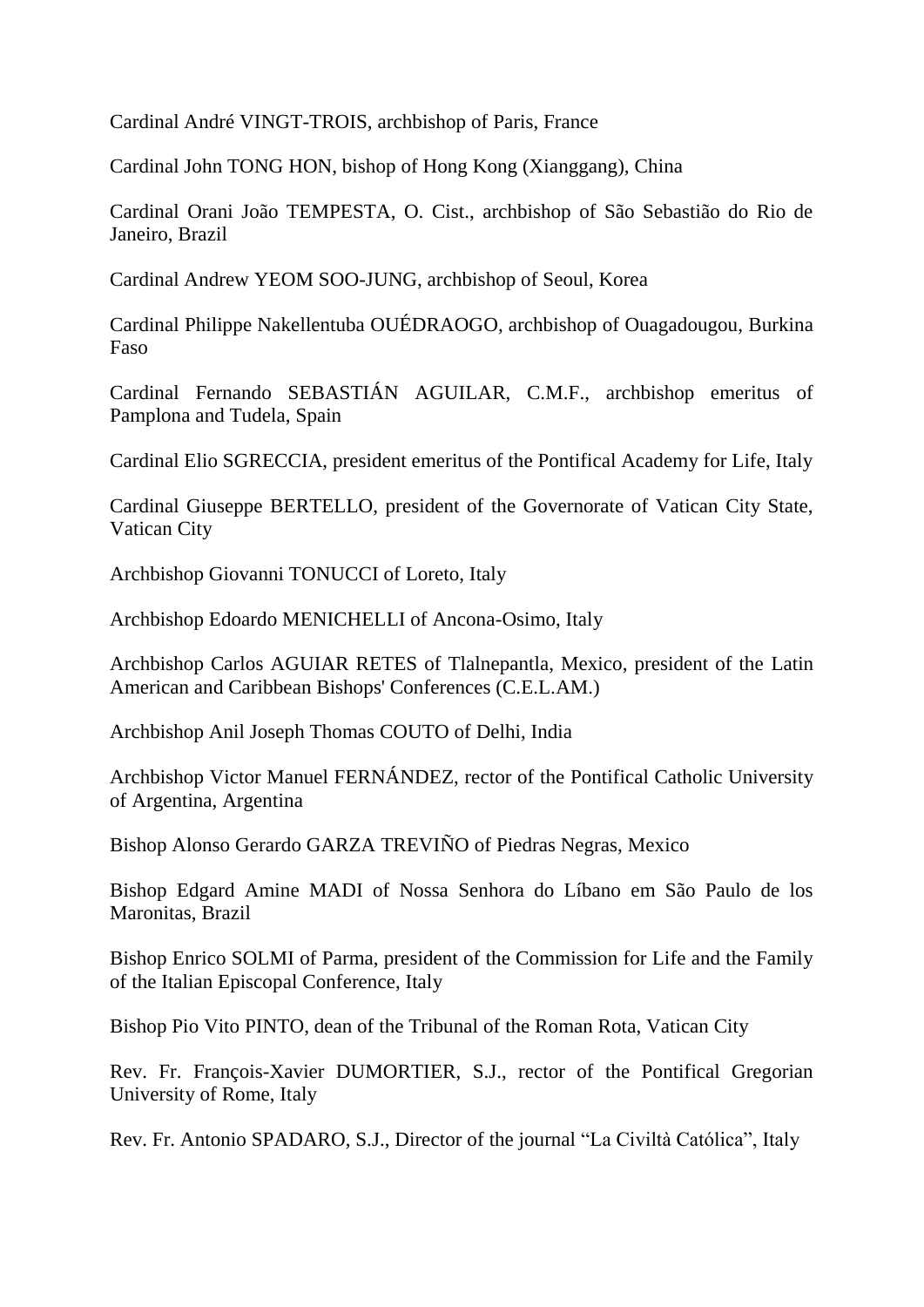Cardinal André VINGT-TROIS, archbishop of Paris, France

Cardinal John TONG HON, bishop of Hong Kong (Xianggang), China

Cardinal Orani João TEMPESTA, O. Cist., archbishop of São Sebastião do Rio de Janeiro, Brazil

Cardinal Andrew YEOM SOO-JUNG, archbishop of Seoul, Korea

Cardinal Philippe Nakellentuba OUÉDRAOGO, archbishop of Ouagadougou, Burkina Faso

Cardinal Fernando SEBASTIÁN AGUILAR, C.M.F., archbishop emeritus of Pamplona and Tudela, Spain

Cardinal Elio SGRECCIA, president emeritus of the Pontifical Academy for Life, Italy

Cardinal Giuseppe BERTELLO, president of the Governorate of Vatican City State, Vatican City

Archbishop Giovanni TONUCCI of Loreto, Italy

Archbishop Edoardo MENICHELLI of Ancona-Osimo, Italy

Archbishop Carlos AGUIAR RETES of Tlalnepantla, Mexico, president of the Latin American and Caribbean Bishops' Conferences (C.E.L.AM.)

Archbishop Anil Joseph Thomas COUTO of Delhi, India

Archbishop Victor Manuel FERNÁNDEZ, rector of the Pontifical Catholic University of Argentina, Argentina

Bishop Alonso Gerardo GARZA TREVIÑO of Piedras Negras, Mexico

Bishop Edgard Amine MADI of Nossa Senhora do Líbano em São Paulo de los Maronitas, Brazil

Bishop Enrico SOLMI of Parma, president of the Commission for Life and the Family of the Italian Episcopal Conference, Italy

Bishop Pio Vito PINTO, dean of the Tribunal of the Roman Rota, Vatican City

Rev. Fr. François-Xavier DUMORTIER, S.J., rector of the Pontifical Gregorian University of Rome, Italy

Rev. Fr. Antonio SPADARO, S.J., Director of the journal “La Civiltà Católica”, Italy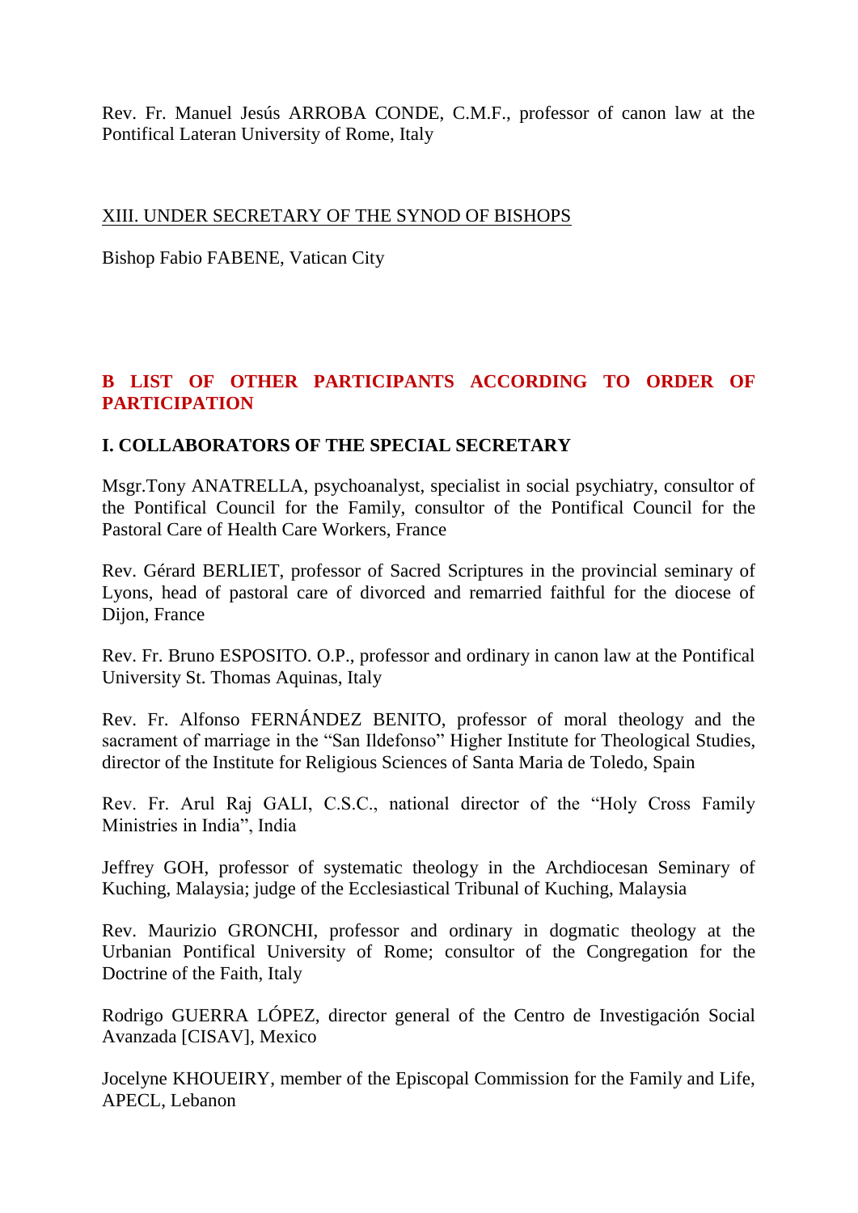Rev. Fr. Manuel Jesús ARROBA CONDE, C.M.F., professor of canon law at the Pontifical Lateran University of Rome, Italy

## XIII. UNDER SECRETARY OF THE SYNOD OF BISHOPS

Bishop Fabio FABENE, Vatican City

# B LIST OF OTHER PARTICIPANTS ACCORDING TO ORDER OF PARTICIPATION

## I. COLLABORATORS OF THE SPECIAL SECRETARY

Msgr.Tony ANATRELLA, psychoanalyst, specialist in social psychiatry, consultor of the Pontifical Council for the Family, consultor of the Pontifical Council for the Pastoral Care of Health Care Workers, France

Rev. Gérard BERLIET, professor of Sacred Scriptures in the provincial seminary of Lyons, head of pastoral care of divorced and remarried faithful for the diocese of Dijon, France

Rev. Fr. Bruno ESPOSITO. O.P., professor and ordinary in canon law at the Pontifical University St. Thomas Aquinas, Italy

Rev. Fr. Alfonso FERNÁNDEZ BENITO, professor of moral theology and the sacrament of marriage in the “San Ildefonso” Higher Institute for Theological Studies, director of the Institute for Religious Sciences of Santa Maria de Toledo, Spain

Rev. Fr. Arul Raj GALI, C.S.C., national director of the “Holy Cross Family Ministries in India”, India

Jeffrey GOH, professor of systematic theology in the Archdiocesan Seminary of Kuching, Malaysia; judge of the Ecclesiastical Tribunal of Kuching, Malaysia

Rev. Maurizio GRONCHI, professor and ordinary in dogmatic theology at the Urbanian Pontifical University of Rome; consultor of the Congregation for the Doctrine of the Faith, Italy

Rodrigo GUERRA LÓPEZ, director general of the Centro de Investigación Social Avanzada [CISAV], Mexico

Jocelyne KHOUEIRY, member of the Episcopal Commission for the Family and Life, APECL, Lebanon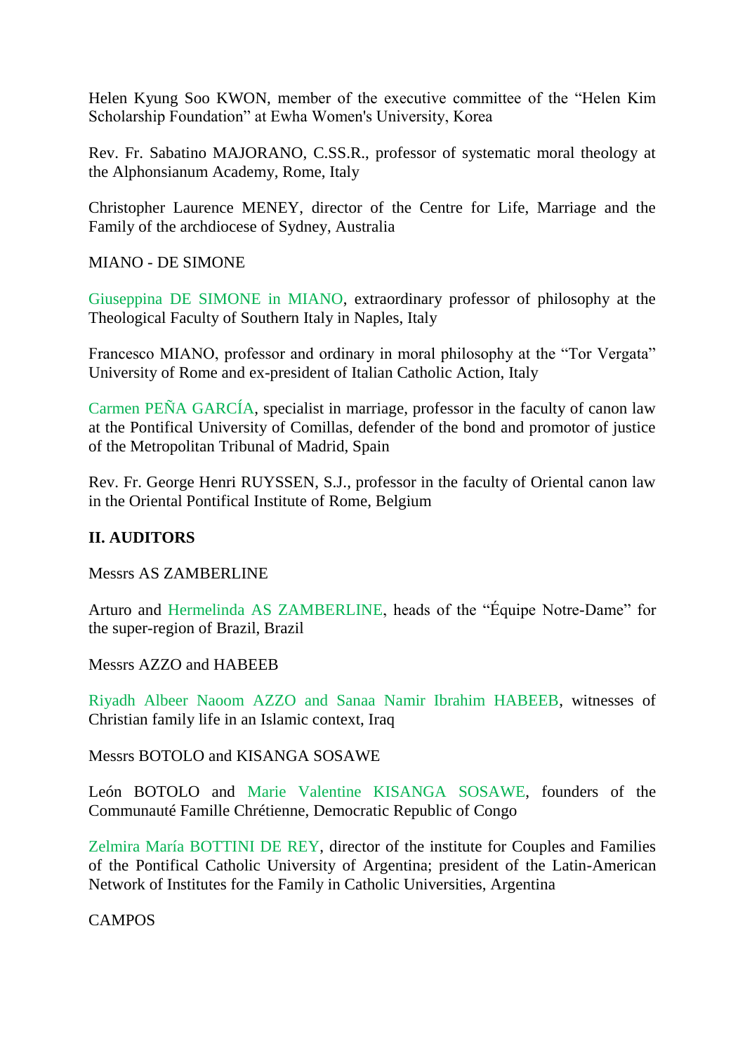Helen Kyung Soo KWON, member of the executive committee of the “Helen Kim Scholarship Foundation” at Ewha Women's University, Korea

Rev. Fr. Sabatino MAJORANO, C.SS.R., professor of systematic moral theology at the Alphonsianum Academy, Rome, Italy

Christopher Laurence MENEY, director of the Centre for Life, Marriage and the Family of the archdiocese of Sydney, Australia

MIANO - DE SIMONE

Giuseppina DE SIMONE in MIANO, extraordinary professor of philosophy at the Theological Faculty of Southern Italy in Naples, Italy

Francesco MIANO, professor and ordinary in moral philosophy at the “Tor Vergata” University of Rome and ex-president of Italian Catholic Action, Italy

Carmen PEÑA GARCÍA, specialist in marriage, professor in the faculty of canon law at the Pontifical University of Comillas, defender of the bond and promotor of justice of the Metropolitan Tribunal of Madrid, Spain

Rev. Fr. George Henri RUYSSEN, S.J., professor in the faculty of Oriental canon law in the Oriental Pontifical Institute of Rome, Belgium

**II. AUDITORS**

Messrs AS ZAMBERLINE

Arturo and Hermelinda AS ZAMBERLINE, heads of the “Équipe Notre-Dame” for the super-region of Brazil, Brazil

Messrs AZZO and HABEEB

Riyadh Albeer Naoom AZZO and Sanaa Namir Ibrahim HABEEB, witnesses of Christian family life in an Islamic context, Iraq

Messrs BOTOLO and KISANGA SOSAWE

León BOTOLO and Marie Valentine KISANGA SOSAWE, founders of the Communauté Famille Chrétienne, Democratic Republic of Congo

Zelmira María BOTTINI DE REY, director of the institute for Couples and Families of the Pontifical Catholic University of Argentina; president of the Latin-American Network of Institutes for the Family in Catholic Universities, Argentina

CAMPOS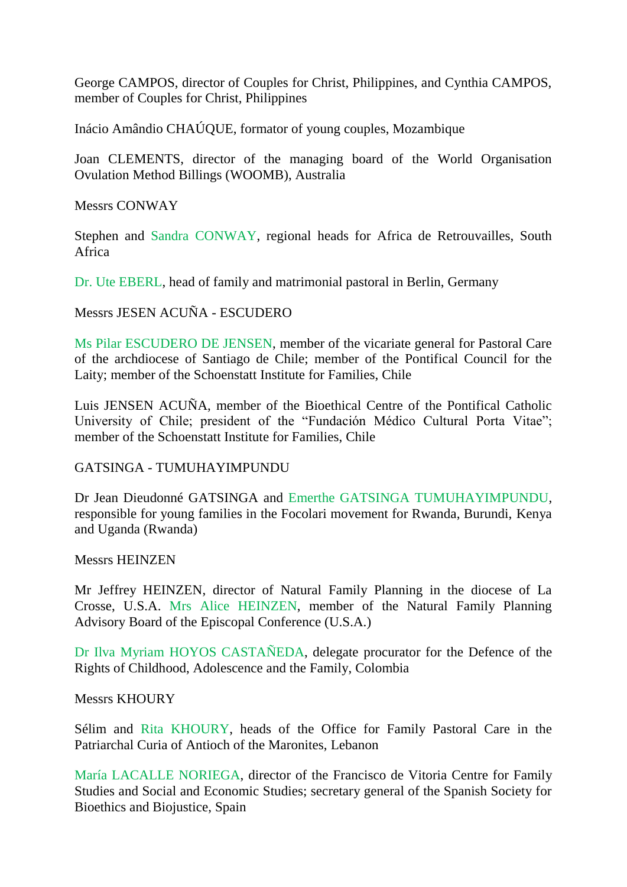George CAMPOS, director of Couples for Christ, Philippines, and Cynthia CAMPOS, member of Couples for Christ, Philippines

Inácio Amândio CHAÚQUE, formator of young couples, Mozambique

Joan CLEMENTS, director of the managing board of the World Organisation Ovulation Method Billings (WOOMB), Australia

Messrs CONWAY

Stephen and Sandra CONWAY, regional heads for Africa de Retrouvailles, South Africa

Dr. Ute EBERL, head of family and matrimonial pastoral in Berlin, Germany

Messrs JESEN ACUÑA - ESCUDERO

Ms Pilar ESCUDERO DE JENSEN, member of the vicariate general for Pastoral Care of the archdiocese of Santiago de Chile; member of the Pontifical Council for the Laity; member of the Schoenstatt Institute for Families, Chile

Luis JENSEN ACUÑA, member of the Bioethical Centre of the Pontifical Catholic University of Chile; president of the "Fundación Médico Cultural Porta Vitae"; member of the Schoenstatt Institute for Families, Chile

GATSINGA - TUMUHAYIMPUNDU

Dr Jean Dieudonné GATSINGA and Emerthe GATSINGA TUMUHAYIMPUNDU, responsible for young families in the Focolari movement for Rwanda, Burundi, Kenya and Uganda (Rwanda)

Messrs HEINZEN

Mr Jeffrey HEINZEN, director of Natural Family Planning in the diocese of La Crosse, U.S.A. Mrs Alice HEINZEN, member of the Natural Family Planning Advisory Board of the Episcopal Conference (U.S.A.)

Dr Ilva Myriam HOYOS CASTAÑEDA, delegate procurator for the Defence of the Rights of Childhood, Adolescence and the Family, Colombia

Messrs KHOURY

Sélim and Rita KHOURY, heads of the Office for Family Pastoral Care in the Patriarchal Curia of Antioch of the Maronites, Lebanon

María LACALLE NORIEGA, director of the Francisco de Vitoria Centre for Family Studies and Social and Economic Studies; secretary general of the Spanish Society for Bioethics and Biojustice, Spain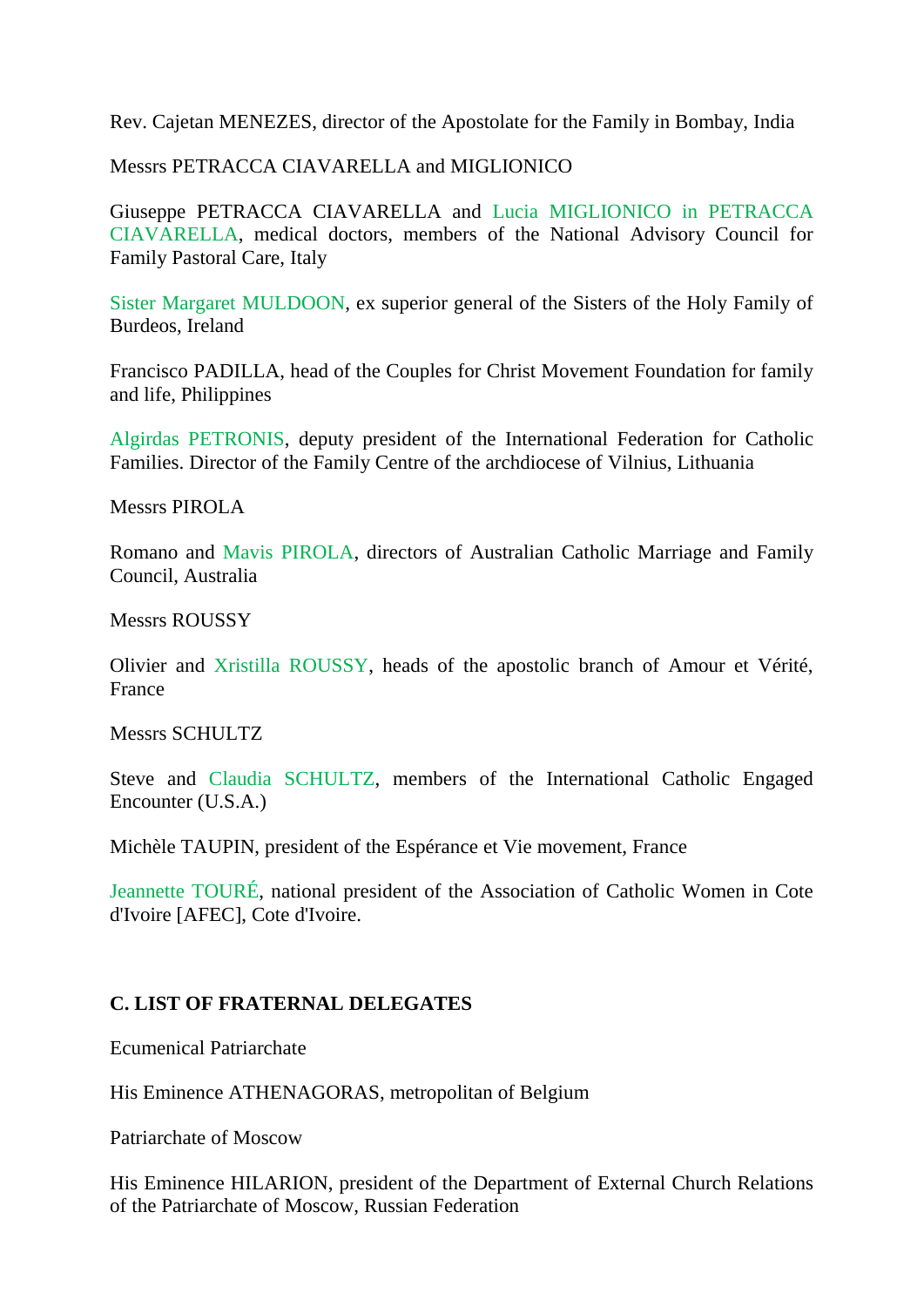Rev. Cajetan MENEZES, director of the Apostolate for the Family in Bombay, India

Messrs PETRACCA CIAVARELLA and MIGLIONICO

Giuseppe PETRACCA CIAVARELLA and Lucia MIGLIONICO in PETRACCA CIAVARELLA, medical doctors, members of the National Advisory Council for Family Pastoral Care, Italy

Sister Margaret MULDOON, ex superior general of the Sisters of the Holy Family of Burdeos, Ireland

Francisco PADILLA, head of the Couples for Christ Movement Foundation for family and life, Philippines

Algirdas PETRONIS, deputy president of the International Federation for Catholic Families. Director of the Family Centre of the archdiocese of Vilnius, Lithuania

Messrs PIROLA

Romano and Mavis PIROLA, directors of Australian Catholic Marriage and Family Council, Australia

Messrs ROUSSY

Olivier and Xristilla ROUSSY, heads of the apostolic branch of Amour et Vérité, France

Messrs SCHULTZ

Steve and Claudia SCHULTZ, members of the International Catholic Engaged Encounter (U.S.A.)

Michèle TAUPIN, president of the Espérance et Vie movement, France

Jeannette TOURÉ, national president of the Association of Catholic Women in Cote d'Ivoire [AFEC], Cote d'Ivoire.

**C. LIST OF FRATERNAL DELEGATES**

Ecumenical Patriarchate

His Eminence ATHENAGORAS, metropolitan of Belgium

Patriarchate of Moscow

His Eminence HILARION, president of the Department of External Church Relations of the Patriarchate of Moscow, Russian Federation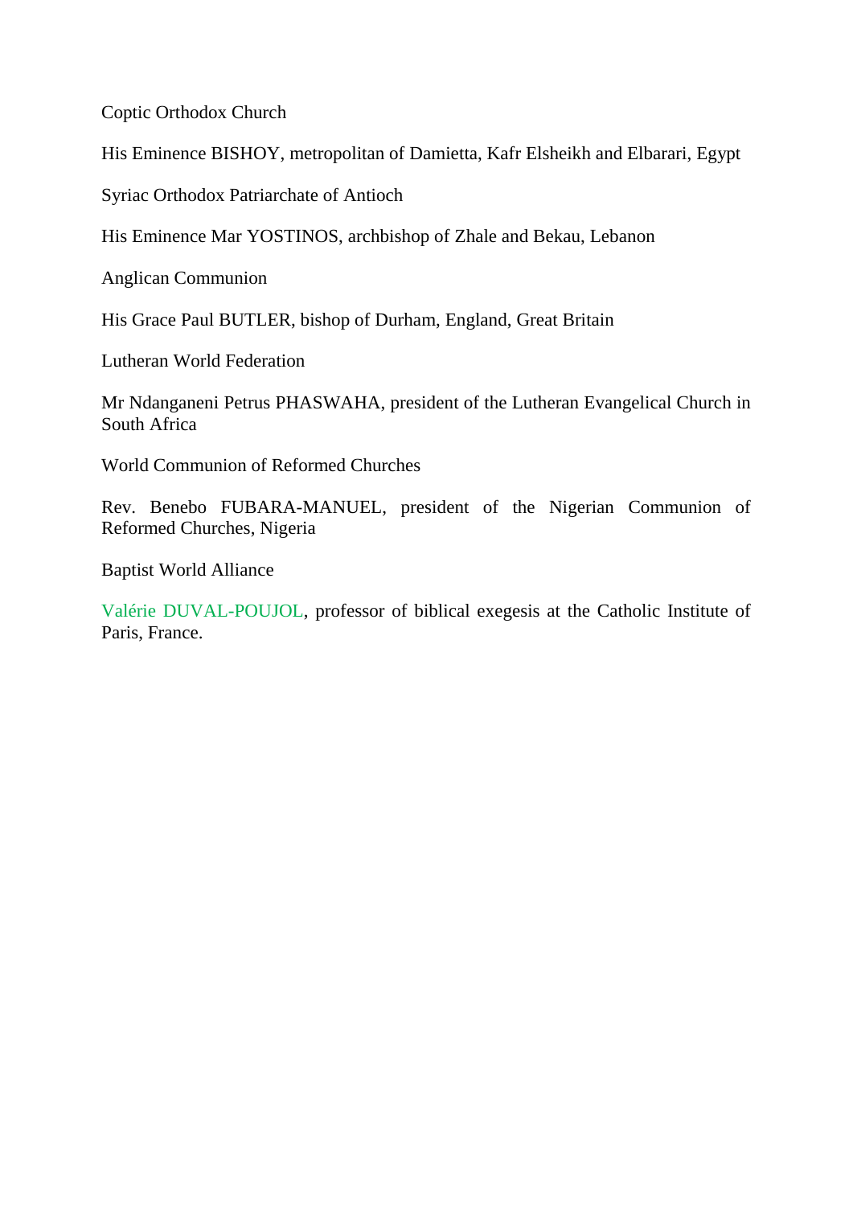Coptic Orthodox Church

His Eminence BISHOY, metropolitan of Damietta, Kafr Elsheikh and Elbarari, Egypt

Syriac Orthodox Patriarchate of Antioch

His Eminence Mar YOSTINOS, archbishop of Zhale and Bekau, Lebanon

Anglican Communion

His Grace Paul BUTLER, bishop of Durham, England, Great Britain

Lutheran World Federation

Mr Ndanganeni Petrus PHASWAHA, president of the Lutheran Evangelical Church in South Africa

World Communion of Reformed Churches

Rev. Benebo FUBARA-MANUEL, president of the Nigerian Communion of Reformed Churches, Nigeria

Baptist World Alliance

Valérie DUVAL-POUJOL, professor of biblical exegesis at the Catholic Institute of Paris, France.